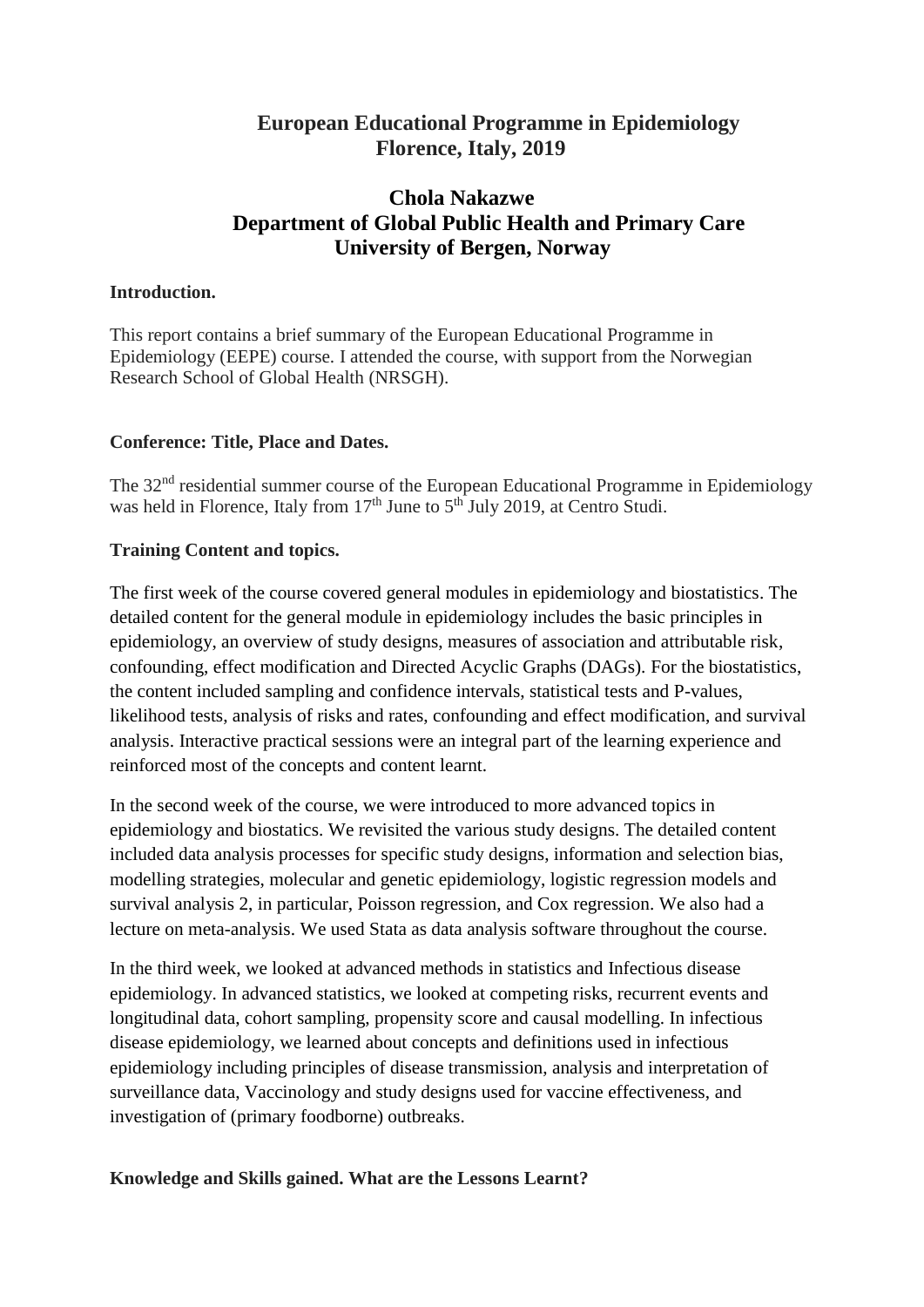# European Educational Programme in Epidemiology
# Florence, Italy, 2019

## Chola Nakazwe
## Department of Global Public Health and Primary Care
## University of Bergen, Norway

**Introduction.**

This report contains a brief summary of the European Educational Programme in Epidemiology (EEPE) course. I attended the course, with support from the Norwegian Research School of Global Health (NRSGH).

**Conference: Title, Place and Dates.**

The 32nd residential summer course of the European Educational Programme in Epidemiology was held in Florence, Italy from 17th June to 5th July 2019, at Centro Studi.

**Training Content and topics.**

The first week of the course covered general modules in epidemiology and biostatistics. The detailed content for the general module in epidemiology includes the basic principles in epidemiology, an overview of study designs, measures of association and attributable risk, confounding, effect modification and Directed Acyclic Graphs (DAGs). For the biostatistics, the content included sampling and confidence intervals, statistical tests and P-values, likelihood tests, analysis of risks and rates, confounding and effect modification, and survival analysis. Interactive practical sessions were an integral part of the learning experience and reinforced most of the concepts and content learnt.

In the second week of the course, we were introduced to more advanced topics in epidemiology and biostatics. We revisited the various study designs. The detailed content included data analysis processes for specific study designs, information and selection bias, modelling strategies, molecular and genetic epidemiology, logistic regression models and survival analysis 2, in particular, Poisson regression, and Cox regression. We also had a lecture on meta-analysis. We used Stata as data analysis software throughout the course.

In the third week, we looked at advanced methods in statistics and Infectious disease epidemiology. In advanced statistics, we looked at competing risks, recurrent events and longitudinal data, cohort sampling, propensity score and causal modelling. In infectious disease epidemiology, we learned about concepts and definitions used in infectious epidemiology including principles of disease transmission, analysis and interpretation of surveillance data, Vaccinology and study designs used for vaccine effectiveness, and investigation of (primary foodborne) outbreaks.

**Knowledge and Skills gained. What are the Lessons Learnt?**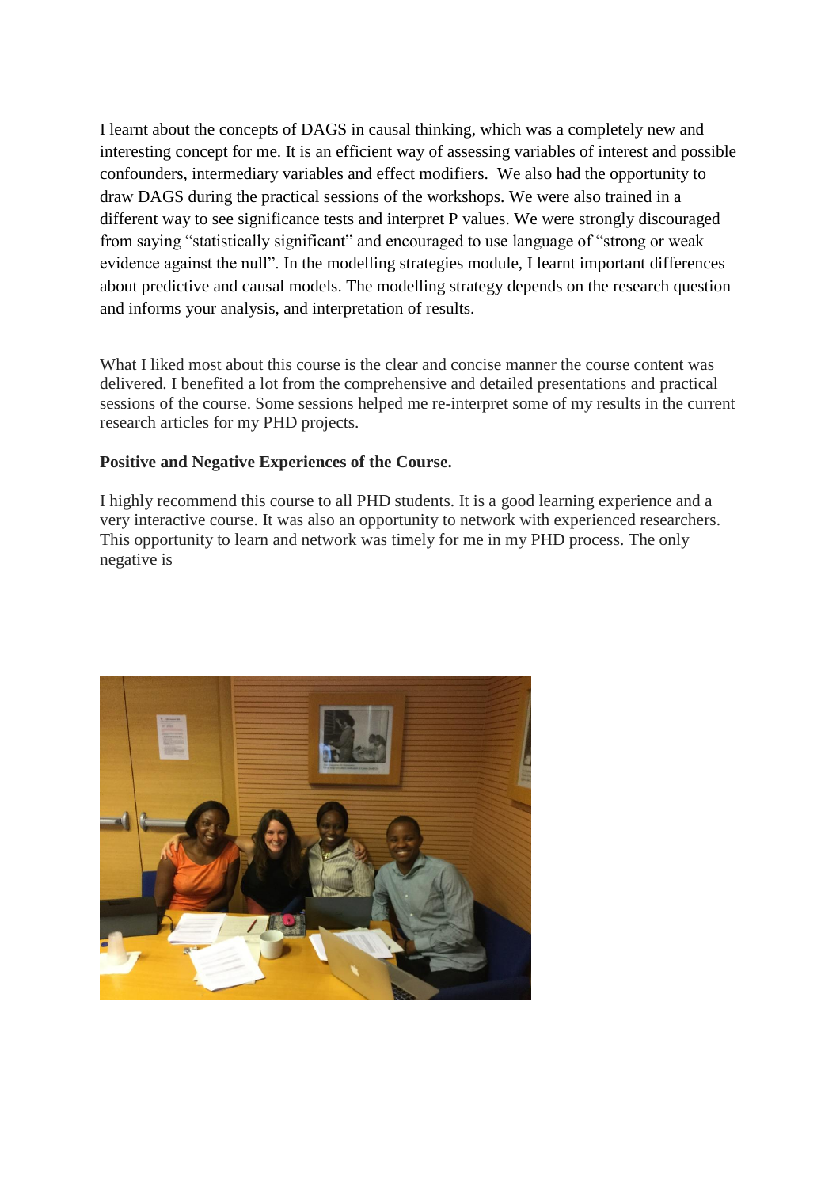I learnt about the concepts of DAGS in causal thinking, which was a completely new and interesting concept for me. It is an efficient way of assessing variables of interest and possible confounders, intermediary variables and effect modifiers. We also had the opportunity to draw DAGS during the practical sessions of the workshops. We were also trained in a different way to see significance tests and interpret P values. We were strongly discouraged from saying "statistically significant" and encouraged to use language of "strong or weak evidence against the null". In the modelling strategies module, I learnt important differences about predictive and causal models. The modelling strategy depends on the research question and informs your analysis, and interpretation of results.

What I liked most about this course is the clear and concise manner the course content was delivered. I benefited a lot from the comprehensive and detailed presentations and practical sessions of the course. Some sessions helped me re-interpret some of my results in the current research articles for my PHD projects.

**Positive and Negative Experiences of the Course.**

I highly recommend this course to all PHD students. It is a good learning experience and a very interactive course. It was also an opportunity to network with experienced researchers. This opportunity to learn and network was timely for me in my PHD process. The only negative is